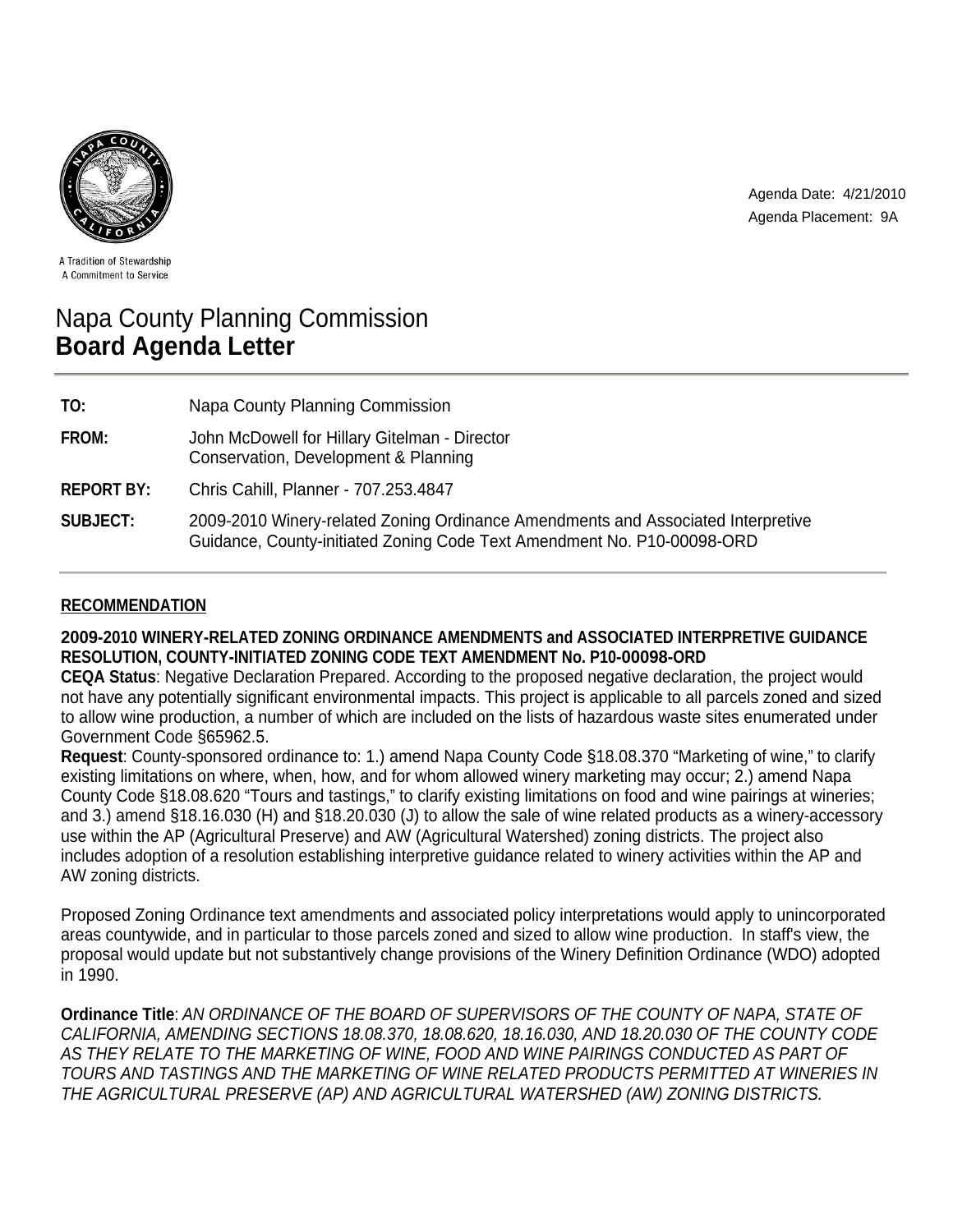A Tradition of Stewardship
A Commitment to Service

Agenda Date: 4/21/2010
Agenda Placement: 9A

# Napa County Planning Commission
# **Board Agenda Letter**

**TO:** Napa County Planning Commission

**FROM:** John McDowell for Hillary Gitelman - Director
Conservation, Development & Planning

**REPORT BY:** Chris Cahill, Planner - 707.253.4847

**SUBJECT:** 2009-2010 Winery-related Zoning Ordinance Amendments and Associated Interpretive Guidance, County-initiated Zoning Code Text Amendment No. P10-00098-ORD

## RECOMMENDATION

**2009-2010 WINERY-RELATED ZONING ORDINANCE AMENDMENTS and ASSOCIATED INTERPRETIVE GUIDANCE RESOLUTION, COUNTY-INITIATED ZONING CODE TEXT AMENDMENT No. P10-00098-ORD**

**CEQA Status**: Negative Declaration Prepared. According to the proposed negative declaration, the project would not have any potentially significant environmental impacts. This project is applicable to all parcels zoned and sized to allow wine production, a number of which are included on the lists of hazardous waste sites enumerated under Government Code §65962.5.

**Request**: County-sponsored ordinance to: 1.) amend Napa County Code §18.08.370 "Marketing of wine," to clarify existing limitations on where, when, how, and for whom allowed winery marketing may occur; 2.) amend Napa County Code §18.08.620 "Tours and tastings," to clarify existing limitations on food and wine pairings at wineries; and 3.) amend §18.16.030 (H) and §18.20.030 (J) to allow the sale of wine related products as a winery-accessory use within the AP (Agricultural Preserve) and AW (Agricultural Watershed) zoning districts. The project also includes adoption of a resolution establishing interpretive guidance related to winery activities within the AP and AW zoning districts.

Proposed Zoning Ordinance text amendments and associated policy interpretations would apply to unincorporated areas countywide, and in particular to those parcels zoned and sized to allow wine production. In staff's view, the proposal would update but not substantively change provisions of the Winery Definition Ordinance (WDO) adopted in 1990.

**Ordinance Title**: *AN ORDINANCE OF THE BOARD OF SUPERVISORS OF THE COUNTY OF NAPA, STATE OF CALIFORNIA, AMENDING SECTIONS 18.08.370, 18.08.620, 18.16.030, AND 18.20.030 OF THE COUNTY CODE AS THEY RELATE TO THE MARKETING OF WINE, FOOD AND WINE PAIRINGS CONDUCTED AS PART OF TOURS AND TASTINGS AND THE MARKETING OF WINE RELATED PRODUCTS PERMITTED AT WINERIES IN THE AGRICULTURAL PRESERVE (AP) AND AGRICULTURAL WATERSHED (AW) ZONING DISTRICTS.*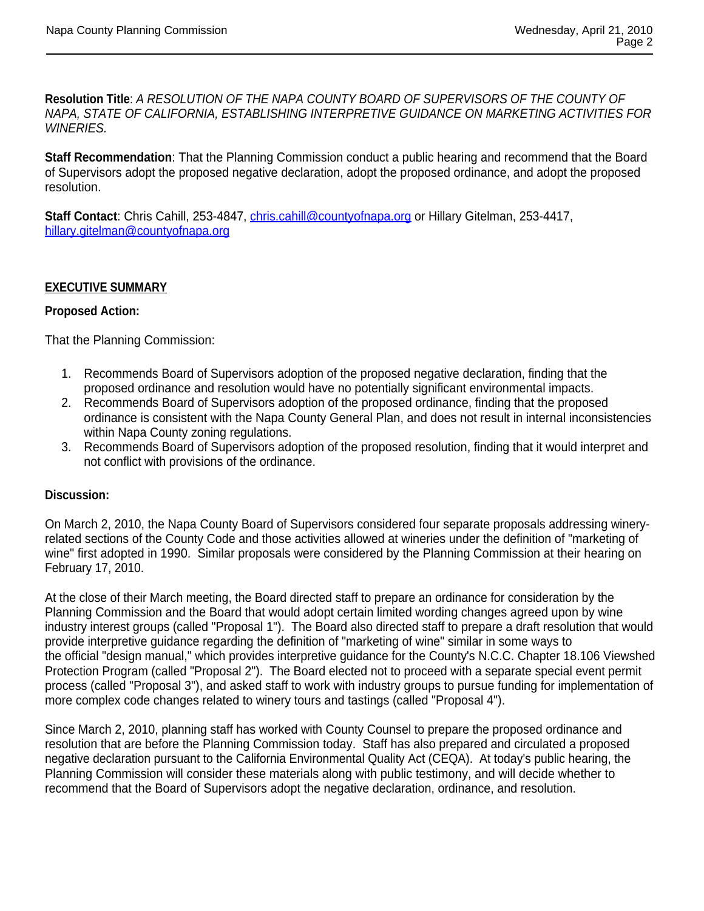**Resolution Title**: *A RESOLUTION OF THE NAPA COUNTY BOARD OF SUPERVISORS OF THE COUNTY OF NAPA, STATE OF CALIFORNIA, ESTABLISHING INTERPRETIVE GUIDANCE ON MARKETING ACTIVITIES FOR WINERIES.*

**Staff Recommendation**: That the Planning Commission conduct a public hearing and recommend that the Board of Supervisors adopt the proposed negative declaration, adopt the proposed ordinance, and adopt the proposed resolution.

**Staff Contact**: Chris Cahill, 253-4847, [chris.cahill@countyofnapa.org](mailto:chris.cahill@countyofnapa.org) or Hillary Gitelman, 253-4417, [hillary.gitelman@countyofnapa.org](mailto:hillary.gitelman@countyofnapa.org)

## EXECUTIVE SUMMARY

**Proposed Action:**

That the Planning Commission:

1. Recommends Board of Supervisors adoption of the proposed negative declaration, finding that the proposed ordinance and resolution would have no potentially significant environmental impacts.
2. Recommends Board of Supervisors adoption of the proposed ordinance, finding that the proposed ordinance is consistent with the Napa County General Plan, and does not result in internal inconsistencies within Napa County zoning regulations.
3. Recommends Board of Supervisors adoption of the proposed resolution, finding that it would interpret and not conflict with provisions of the ordinance.

**Discussion:**

On March 2, 2010, the Napa County Board of Supervisors considered four separate proposals addressing winery-related sections of the County Code and those activities allowed at wineries under the definition of "marketing of wine" first adopted in 1990. Similar proposals were considered by the Planning Commission at their hearing on February 17, 2010.

At the close of their March meeting, the Board directed staff to prepare an ordinance for consideration by the Planning Commission and the Board that would adopt certain limited wording changes agreed upon by wine industry interest groups (called "Proposal 1"). The Board also directed staff to prepare a draft resolution that would provide interpretive guidance regarding the definition of "marketing of wine" similar in some ways to the official "design manual," which provides interpretive guidance for the County's N.C.C. Chapter 18.106 Viewshed Protection Program (called "Proposal 2"). The Board elected not to proceed with a separate special event permit process (called "Proposal 3"), and asked staff to work with industry groups to pursue funding for implementation of more complex code changes related to winery tours and tastings (called "Proposal 4").

Since March 2, 2010, planning staff has worked with County Counsel to prepare the proposed ordinance and resolution that are before the Planning Commission today. Staff has also prepared and circulated a proposed negative declaration pursuant to the California Environmental Quality Act (CEQA). At today's public hearing, the Planning Commission will consider these materials along with public testimony, and will decide whether to recommend that the Board of Supervisors adopt the negative declaration, ordinance, and resolution.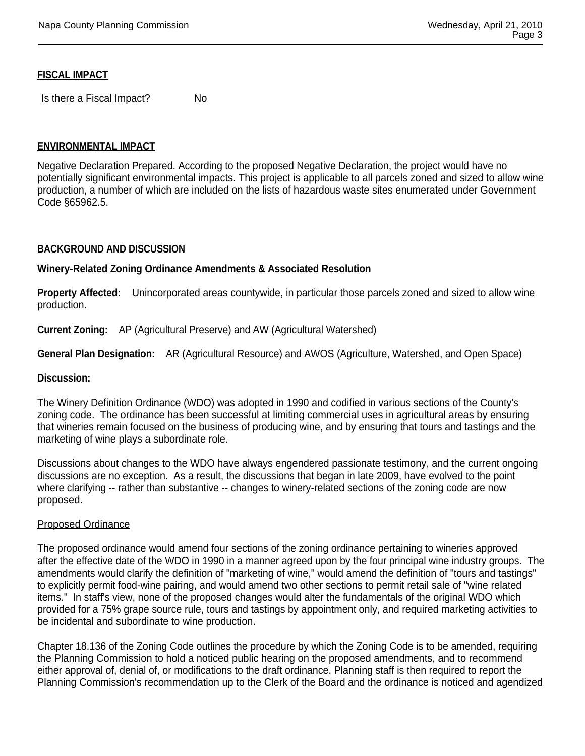## FISCAL IMPACT

Is there a Fiscal Impact? No

## ENVIRONMENTAL IMPACT

Negative Declaration Prepared. According to the proposed Negative Declaration, the project would have no potentially significant environmental impacts. This project is applicable to all parcels zoned and sized to allow wine production, a number of which are included on the lists of hazardous waste sites enumerated under Government Code §65962.5.

## BACKGROUND AND DISCUSSION

**Winery-Related Zoning Ordinance Amendments & Associated Resolution**

**Property Affected:** Unincorporated areas countywide, in particular those parcels zoned and sized to allow wine production.

**Current Zoning:** AP (Agricultural Preserve) and AW (Agricultural Watershed)

**General Plan Designation:** AR (Agricultural Resource) and AWOS (Agriculture, Watershed, and Open Space)

**Discussion:**

The Winery Definition Ordinance (WDO) was adopted in 1990 and codified in various sections of the County's zoning code. The ordinance has been successful at limiting commercial uses in agricultural areas by ensuring that wineries remain focused on the business of producing wine, and by ensuring that tours and tastings and the marketing of wine plays a subordinate role.

Discussions about changes to the WDO have always engendered passionate testimony, and the current ongoing discussions are no exception. As a result, the discussions that began in late 2009, have evolved to the point where clarifying -- rather than substantive -- changes to winery-related sections of the zoning code are now proposed.

Proposed Ordinance

The proposed ordinance would amend four sections of the zoning ordinance pertaining to wineries approved after the effective date of the WDO in 1990 in a manner agreed upon by the four principal wine industry groups. The amendments would clarify the definition of "marketing of wine," would amend the definition of "tours and tastings" to explicitly permit food-wine pairing, and would amend two other sections to permit retail sale of "wine related items." In staff's view, none of the proposed changes would alter the fundamentals of the original WDO which provided for a 75% grape source rule, tours and tastings by appointment only, and required marketing activities to be incidental and subordinate to wine production.

Chapter 18.136 of the Zoning Code outlines the procedure by which the Zoning Code is to be amended, requiring the Planning Commission to hold a noticed public hearing on the proposed amendments, and to recommend either approval of, denial of, or modifications to the draft ordinance. Planning staff is then required to report the Planning Commission's recommendation up to the Clerk of the Board and the ordinance is noticed and agendized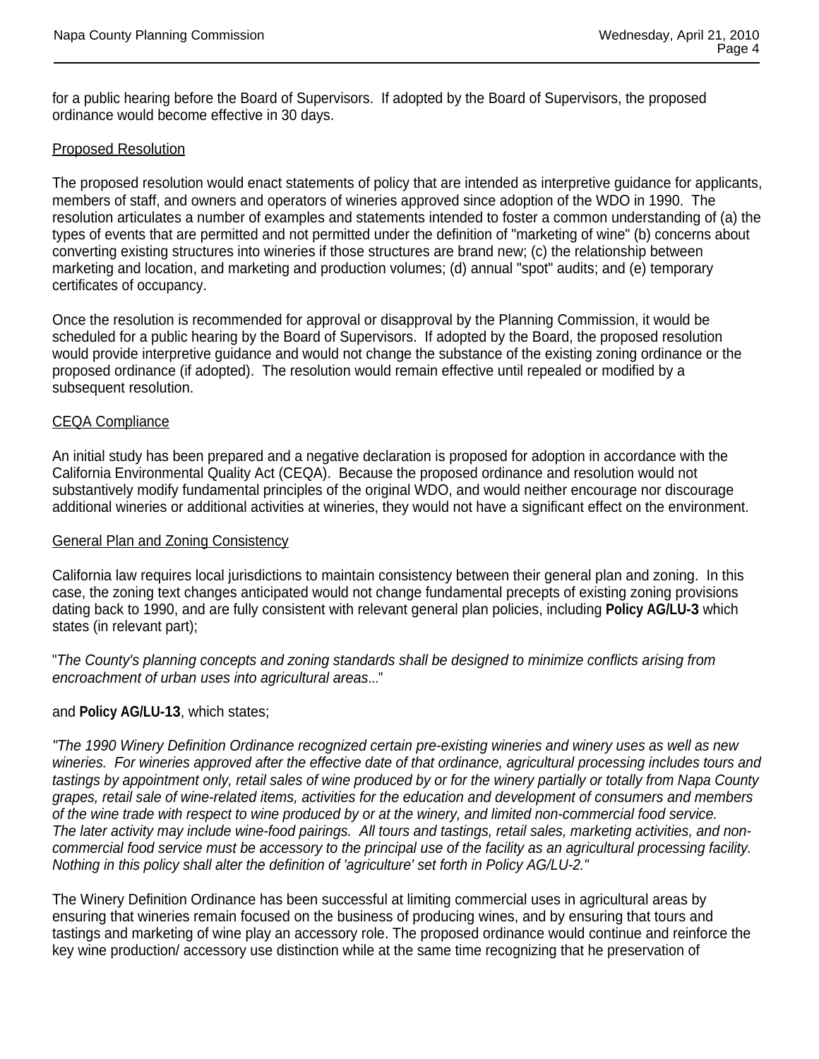for a public hearing before the Board of Supervisors. If adopted by the Board of Supervisors, the proposed ordinance would become effective in 30 days.

Proposed Resolution

The proposed resolution would enact statements of policy that are intended as interpretive guidance for applicants, members of staff, and owners and operators of wineries approved since adoption of the WDO in 1990. The resolution articulates a number of examples and statements intended to foster a common understanding of (a) the types of events that are permitted and not permitted under the definition of "marketing of wine" (b) concerns about converting existing structures into wineries if those structures are brand new; (c) the relationship between marketing and location, and marketing and production volumes; (d) annual "spot" audits; and (e) temporary certificates of occupancy.

Once the resolution is recommended for approval or disapproval by the Planning Commission, it would be scheduled for a public hearing by the Board of Supervisors. If adopted by the Board, the proposed resolution would provide interpretive guidance and would not change the substance of the existing zoning ordinance or the proposed ordinance (if adopted). The resolution would remain effective until repealed or modified by a subsequent resolution.

CEQA Compliance

An initial study has been prepared and a negative declaration is proposed for adoption in accordance with the California Environmental Quality Act (CEQA). Because the proposed ordinance and resolution would not substantively modify fundamental principles of the original WDO, and would neither encourage nor discourage additional wineries or additional activities at wineries, they would not have a significant effect on the environment.

General Plan and Zoning Consistency

California law requires local jurisdictions to maintain consistency between their general plan and zoning. In this case, the zoning text changes anticipated would not change fundamental precepts of existing zoning provisions dating back to 1990, and are fully consistent with relevant general plan policies, including **Policy AG/LU-3** which states (in relevant part);

"*The County's planning concepts and zoning standards shall be designed to minimize conflicts arising from encroachment of urban uses into agricultural areas*..."

and **Policy AG/LU-13**, which states;

*"The 1990 Winery Definition Ordinance recognized certain pre-existing wineries and winery uses as well as new wineries. For wineries approved after the effective date of that ordinance, agricultural processing includes tours and tastings by appointment only, retail sales of wine produced by or for the winery partially or totally from Napa County grapes, retail sale of wine-related items, activities for the education and development of consumers and members of the wine trade with respect to wine produced by or at the winery, and limited non-commercial food service. The later activity may include wine-food pairings. All tours and tastings, retail sales, marketing activities, and non-commercial food service must be accessory to the principal use of the facility as an agricultural processing facility. Nothing in this policy shall alter the definition of 'agriculture' set forth in Policy AG/LU-2."*

The Winery Definition Ordinance has been successful at limiting commercial uses in agricultural areas by ensuring that wineries remain focused on the business of producing wines, and by ensuring that tours and tastings and marketing of wine play an accessory role. The proposed ordinance would continue and reinforce the key wine production/ accessory use distinction while at the same time recognizing that he preservation of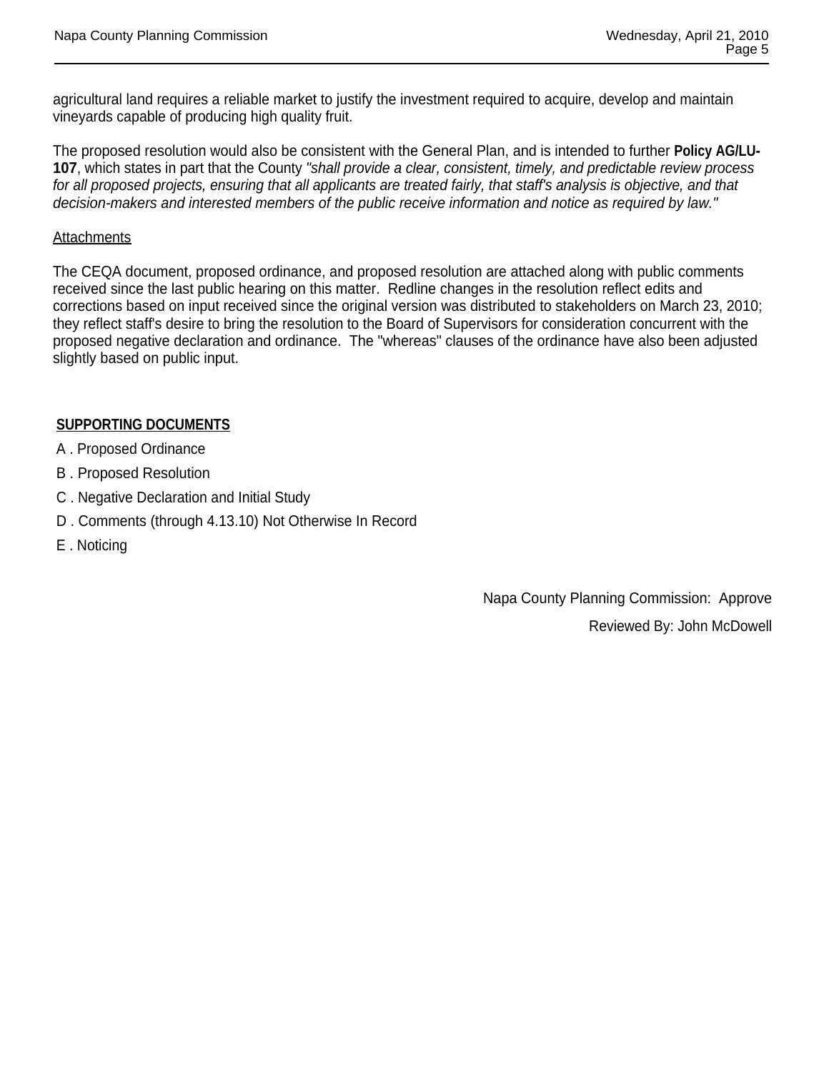agricultural land requires a reliable market to justify the investment required to acquire, develop and maintain vineyards capable of producing high quality fruit.

The proposed resolution would also be consistent with the General Plan, and is intended to further **Policy AG/LU-107**, which states in part that the County *"shall provide a clear, consistent, timely, and predictable review process for all proposed projects, ensuring that all applicants are treated fairly, that staff's analysis is objective, and that decision-makers and interested members of the public receive information and notice as required by law."*

Attachments

The CEQA document, proposed ordinance, and proposed resolution are attached along with public comments received since the last public hearing on this matter. Redline changes in the resolution reflect edits and corrections based on input received since the original version was distributed to stakeholders on March 23, 2010; they reflect staff's desire to bring the resolution to the Board of Supervisors for consideration concurrent with the proposed negative declaration and ordinance. The "whereas" clauses of the ordinance have also been adjusted slightly based on public input.

**SUPPORTING DOCUMENTS**

A . Proposed Ordinance

B . Proposed Resolution

C . Negative Declaration and Initial Study

D . Comments (through 4.13.10) Not Otherwise In Record

E . Noticing

Napa County Planning Commission: Approve

Reviewed By: John McDowell